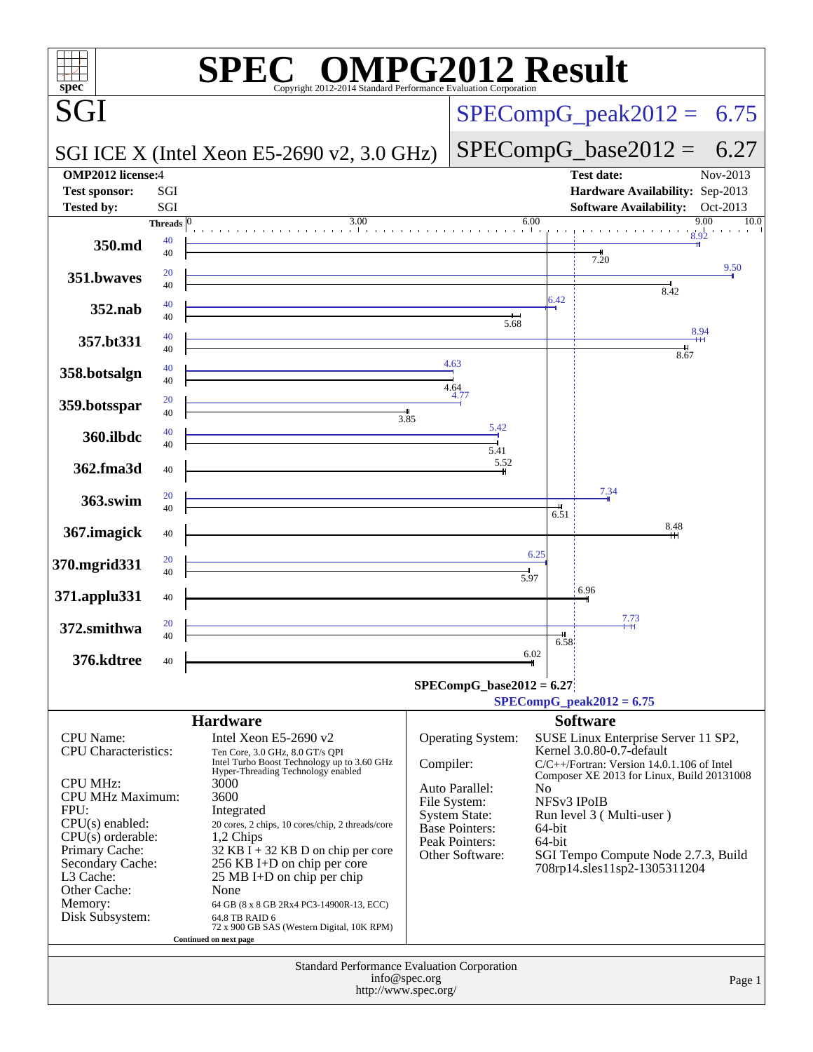# SPEC OMPG2012 Result

Copyright 2012-2014 Standard Performance Evaluation Corporation

## SGI

**SGI ICE X (Intel Xeon E5-2690 v2, 3.0 GHz)**

SPECompG_peak2012 = 6.75

SPECompG_base2012 = 6.27

| | | | |
|---|---|---|---|
| **OMP2012 license:** | 4 | **Test date:** | Nov-2013 |
| **Test sponsor:** | SGI | **Hardware Availability:** | Sep-2013 |
| **Tested by:** | SGI | **Software Availability:** | Oct-2013 |

| Benchmark | Peak Threads | Base Threads | Peak Ratio | Base Ratio |
|---|---|---|---|---|
| 350.md | 40 | 40 | 8.92 | 7.20 |
| 351.bwaves | 20 | 40 | 9.50 | 8.42 |
| 352.nab | 40 | 40 | 6.42 | 5.68 |
| 357.bt331 | 40 | 40 | 8.94 | 8.67 |
| 358.botsalgn | 40 | 40 | 4.63 | 4.64 |
| 359.botsspar | 20 | 40 | 4.77 | 3.85 |
| 360.ilbdc | 40 | 40 | 5.42 | 5.41 |
| 362.fma3d | | 40 | | 5.52 |
| 363.swim | 20 | 40 | 7.34 | 6.51 |
| 367.imagick | | 40 | | 8.48 |
| 370.mgrid331 | 20 | 40 | 6.25 | 5.97 |
| 371.applu331 | | 40 | | 6.96 |
| 372.smithwa | 20 | 40 | 7.73 | 6.58 |
| 376.kdtree | | 40 | | 6.02 |

SPECompG_base2012 = 6.27

SPECompG_peak2012 = 6.75

## Hardware

| | |
|---|---|
| CPU Name: | Intel Xeon E5-2690 v2 |
| CPU Characteristics: | Ten Core, 3.0 GHz, 8.0 GT/s QPI<br>Intel Turbo Boost Technology up to 3.60 GHz<br>Hyper-Threading Technology enabled |
| CPU MHz: | 3000 |
| CPU MHz Maximum: | 3600 |
| FPU: | Integrated |
| CPU(s) enabled: | 20 cores, 2 chips, 10 cores/chip, 2 threads/core |
| CPU(s) orderable: | 1,2 Chips |
| Primary Cache: | 32 KB I + 32 KB D on chip per core |
| Secondary Cache: | 256 KB I+D on chip per core |
| L3 Cache: | 25 MB I+D on chip per chip |
| Other Cache: | None |
| Memory: | 64 GB (8 x 8 GB 2Rx4 PC3-14900R-13, ECC) |
| Disk Subsystem: | 64.8 TB RAID 6<br>72 x 900 GB SAS (Western Digital, 10K RPM) |

Continued on next page

## Software

| | |
|---|---|
| Operating System: | SUSE Linux Enterprise Server 11 SP2, Kernel 3.0.80-0.7-default |
| Compiler: | C/C++/Fortran: Version 14.0.1.106 of Intel Composer XE 2013 for Linux, Build 20131008 |
| Auto Parallel: | No |
| File System: | NFSv3 IPoIB |
| System State: | Run level 3 ( Multi-user ) |
| Base Pointers: | 64-bit |
| Peak Pointers: | 64-bit |
| Other Software: | SGI Tempo Compute Node 2.7.3, Build 708rp14.sles11sp2-1305311204 |

Standard Performance Evaluation Corporation
info@spec.org
http://www.spec.org/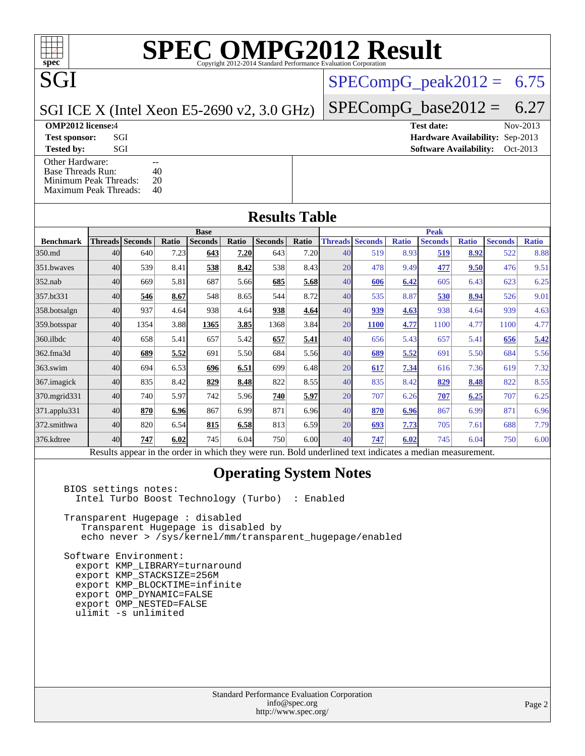# SPEC OMPG2012 Result

Copyright 2012-2014 Standard Performance Evaluation Corporation

**SGI**

**SGI ICE X (Intel Xeon E5-2690 v2, 3.0 GHz)**

SPECompG_peak2012 = 6.75

SPECompG_base2012 = 6.27

| | | | |
|---|---|---|---|
| **OMP2012 license:** 4 | | **Test date:** | Nov-2013 |
| **Test sponsor:** | SGI | **Hardware Availability:** | Sep-2013 |
| **Tested by:** | SGI | **Software Availability:** | Oct-2013 |

| | |
|---|---|
| Other Hardware: | -- |
| Base Threads Run: | 40 |
| Minimum Peak Threads: | 20 |
| Maximum Peak Threads: | 40 |

## Results Table

| | Base | | | | | | | | Peak | | | | | | |
|---|---|---|---|---|---|---|---|---|---|---|---|---|---|---|---|
| **Benchmark** | **Threads** | **Seconds** | **Ratio** | **Seconds** | **Ratio** | **Seconds** | **Ratio** | **Threads** | **Seconds** | **Ratio** | **Seconds** | **Ratio** | **Seconds** | **Ratio** |
| 350.md | 40 | 640 | 7.23 | **643** | **7.20** | 643 | 7.20 | 40 | 519 | 8.93 | **519** | **8.92** | 522 | 8.88 |
| 351.bwaves | 40 | 539 | 8.41 | **538** | **8.42** | 538 | 8.43 | 20 | 478 | 9.49 | **477** | **9.50** | 476 | 9.51 |
| 352.nab | 40 | 669 | 5.81 | 687 | 5.66 | **685** | **5.68** | 40 | **606** | **6.42** | 605 | 6.43 | 623 | 6.25 |
| 357.bt331 | 40 | **546** | **8.67** | 548 | 8.65 | 544 | 8.72 | 40 | 535 | 8.87 | **530** | **8.94** | 526 | 9.01 |
| 358.botsalgn | 40 | 937 | 4.64 | 938 | 4.64 | **938** | **4.64** | 40 | **939** | **4.63** | 938 | 4.64 | 939 | 4.63 |
| 359.botsspar | 40 | 1354 | 3.88 | **1365** | **3.85** | 1368 | 3.84 | 20 | **1100** | **4.77** | 1100 | 4.77 | 1100 | 4.77 |
| 360.ilbdc | 40 | 658 | 5.41 | 657 | 5.42 | **657** | **5.41** | 40 | 656 | 5.43 | 657 | 5.41 | **656** | **5.42** |
| 362.fma3d | 40 | **689** | **5.52** | 691 | 5.50 | 684 | 5.56 | 40 | **689** | **5.52** | 691 | 5.50 | 684 | 5.56 |
| 363.swim | 40 | 694 | 6.53 | **696** | **6.51** | 699 | 6.48 | 20 | **617** | **7.34** | 616 | 7.36 | 619 | 7.32 |
| 367.imagick | 40 | 835 | 8.42 | **829** | **8.48** | 822 | 8.55 | 40 | 835 | 8.42 | **829** | **8.48** | 822 | 8.55 |
| 370.mgrid331 | 40 | 740 | 5.97 | 742 | 5.96 | **740** | **5.97** | 20 | 707 | 6.26 | **707** | **6.25** | 707 | 6.25 |
| 371.applu331 | 40 | **870** | **6.96** | 867 | 6.99 | 871 | 6.96 | 40 | **870** | **6.96** | 867 | 6.99 | 871 | 6.96 |
| 372.smithwa | 40 | 820 | 6.54 | **815** | **6.58** | 813 | 6.59 | 20 | **693** | **7.73** | 705 | 7.61 | 688 | 7.79 |
| 376.kdtree | 40 | **747** | **6.02** | 745 | 6.04 | 750 | 6.00 | 40 | **747** | **6.02** | 745 | 6.04 | 750 | 6.00 |

Results appear in the order in which they were run. Bold underlined text indicates a median measurement.

## Operating System Notes

```
BIOS settings notes:
  Intel Turbo Boost Technology (Turbo)  : Enabled

Transparent Hugepage : disabled
   Transparent Hugepage is disabled by
   echo never > /sys/kernel/mm/transparent_hugepage/enabled

Software Environment:
  export KMP_LIBRARY=turnaround
  export KMP_STACKSIZE=256M
  export KMP_BLOCKTIME=infinite
  export OMP_DYNAMIC=FALSE
  export OMP_NESTED=FALSE
  ulimit -s unlimited
```

Standard Performance Evaluation Corporation
info@spec.org
http://www.spec.org/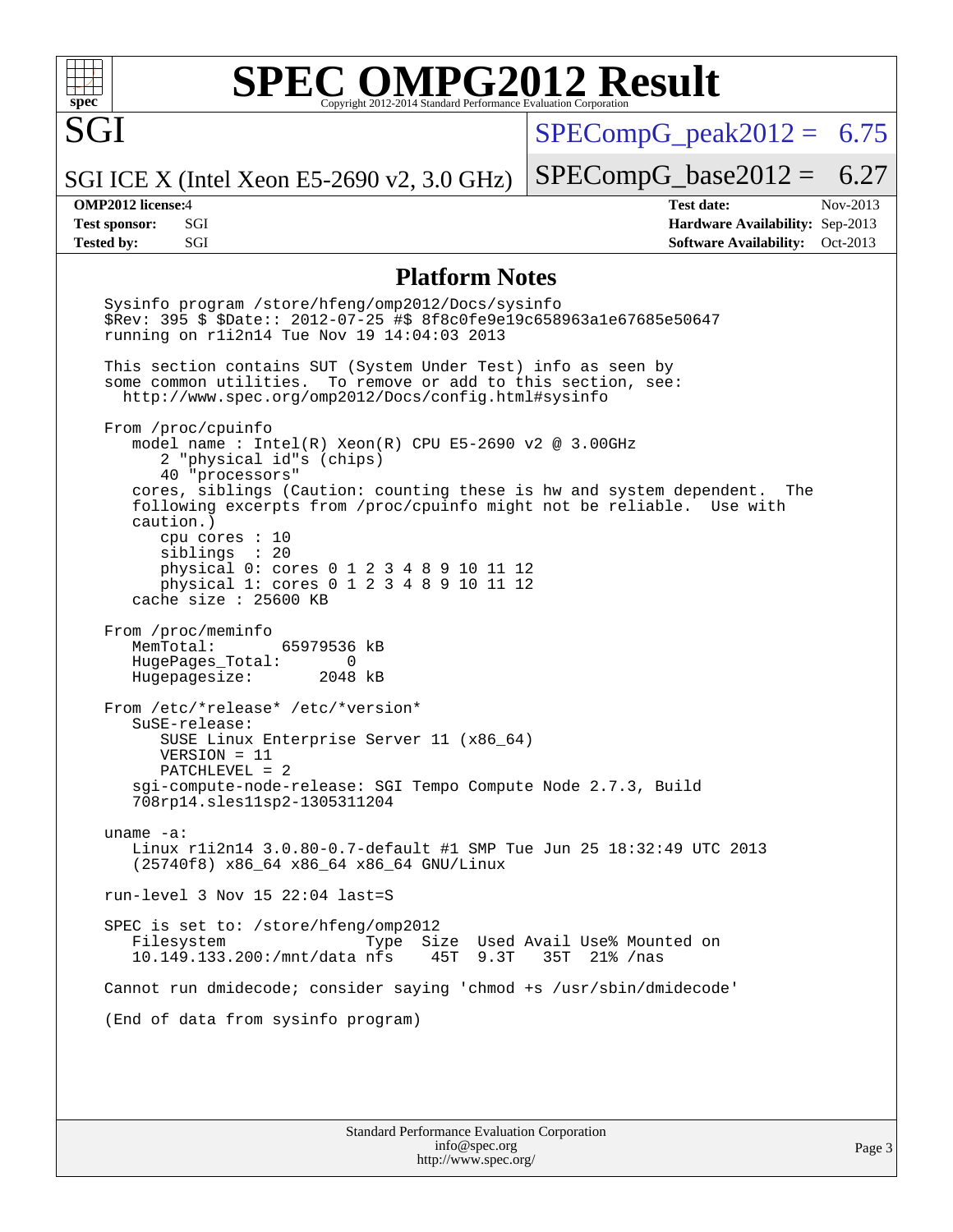# SPEC OMPG2012 Result

Copyright 2012-2014 Standard Performance Evaluation Corporation

**SGI**

SGI ICE X (Intel Xeon E5-2690 v2, 3.0 GHz)

SPECompG_peak2012 = 6.75

SPECompG_base2012 = 6.27

| | | | |
|---|---|---|---|
| **OMP2012 license:** | 4 | **Test date:** | Nov-2013 |
| **Test sponsor:** | SGI | **Hardware Availability:** | Sep-2013 |
| **Tested by:** | SGI | **Software Availability:** | Oct-2013 |

## Platform Notes

```
Sysinfo program /store/hfeng/omp2012/Docs/sysinfo
$Rev: 395 $ $Date:: 2012-07-25 #$ 8f8c0fe9e19c658963a1e67685e50647
running on r1i2n14 Tue Nov 19 14:04:03 2013

This section contains SUT (System Under Test) info as seen by
some common utilities.  To remove or add to this section, see:
  http://www.spec.org/omp2012/Docs/config.html#sysinfo

From /proc/cpuinfo
   model name : Intel(R) Xeon(R) CPU E5-2690 v2 @ 3.00GHz
      2 "physical id"s (chips)
      40 "processors"
   cores, siblings (Caution: counting these is hw and system dependent.  The
   following excerpts from /proc/cpuinfo might not be reliable.  Use with
   caution.)
      cpu cores : 10
      siblings  : 20
      physical 0: cores 0 1 2 3 4 8 9 10 11 12
      physical 1: cores 0 1 2 3 4 8 9 10 11 12
   cache size : 25600 KB

From /proc/meminfo
   MemTotal:       65979536 kB
   HugePages_Total:       0
   Hugepagesize:       2048 kB

From /etc/*release* /etc/*version*
   SuSE-release:
      SUSE Linux Enterprise Server 11 (x86_64)
      VERSION = 11
      PATCHLEVEL = 2
   sgi-compute-node-release: SGI Tempo Compute Node 2.7.3, Build
   708rp14.sles11sp2-1305311204

uname -a:
   Linux r1i2n14 3.0.80-0.7-default #1 SMP Tue Jun 25 18:32:49 UTC 2013
   (25740f8) x86_64 x86_64 x86_64 GNU/Linux

run-level 3 Nov 15 22:04 last=S

SPEC is set to: /store/hfeng/omp2012
   Filesystem               Type  Size  Used Avail Use% Mounted on
   10.149.133.200:/mnt/data nfs    45T  9.3T   35T  21% /nas

Cannot run dmidecode; consider saying 'chmod +s /usr/sbin/dmidecode'

(End of data from sysinfo program)
```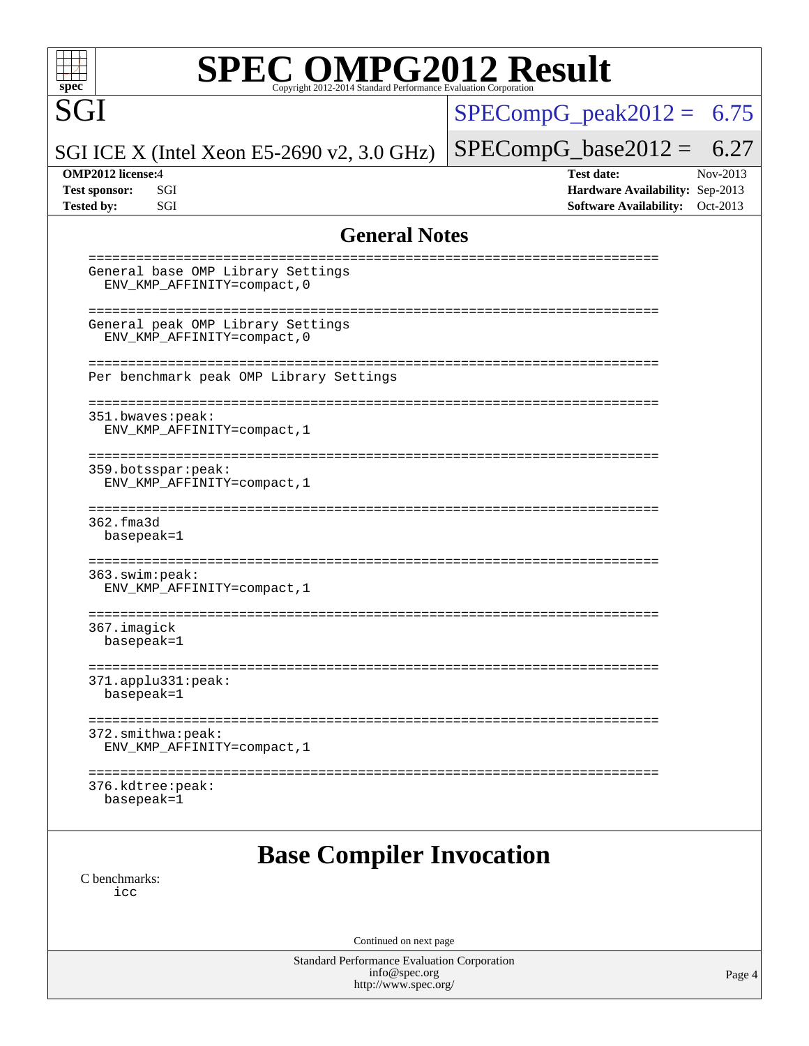## General Notes

```
========================================================================
General base OMP Library Settings
  ENV_KMP_AFFINITY=compact,0

========================================================================
General peak OMP Library Settings
  ENV_KMP_AFFINITY=compact,0

========================================================================
Per benchmark peak OMP Library Settings

========================================================================
351.bwaves:peak:
  ENV_KMP_AFFINITY=compact,1

========================================================================
359.botsspar:peak:
  ENV_KMP_AFFINITY=compact,1

========================================================================
362.fma3d
  basepeak=1

========================================================================
363.swim:peak:
  ENV_KMP_AFFINITY=compact,1

========================================================================
367.imagick
  basepeak=1

========================================================================
371.applu331:peak:
  basepeak=1

========================================================================
372.smithwa:peak:
  ENV_KMP_AFFINITY=compact,1

========================================================================
376.kdtree:peak:
  basepeak=1
```

# Base Compiler Invocation

C benchmarks:
  icc

Continued on next page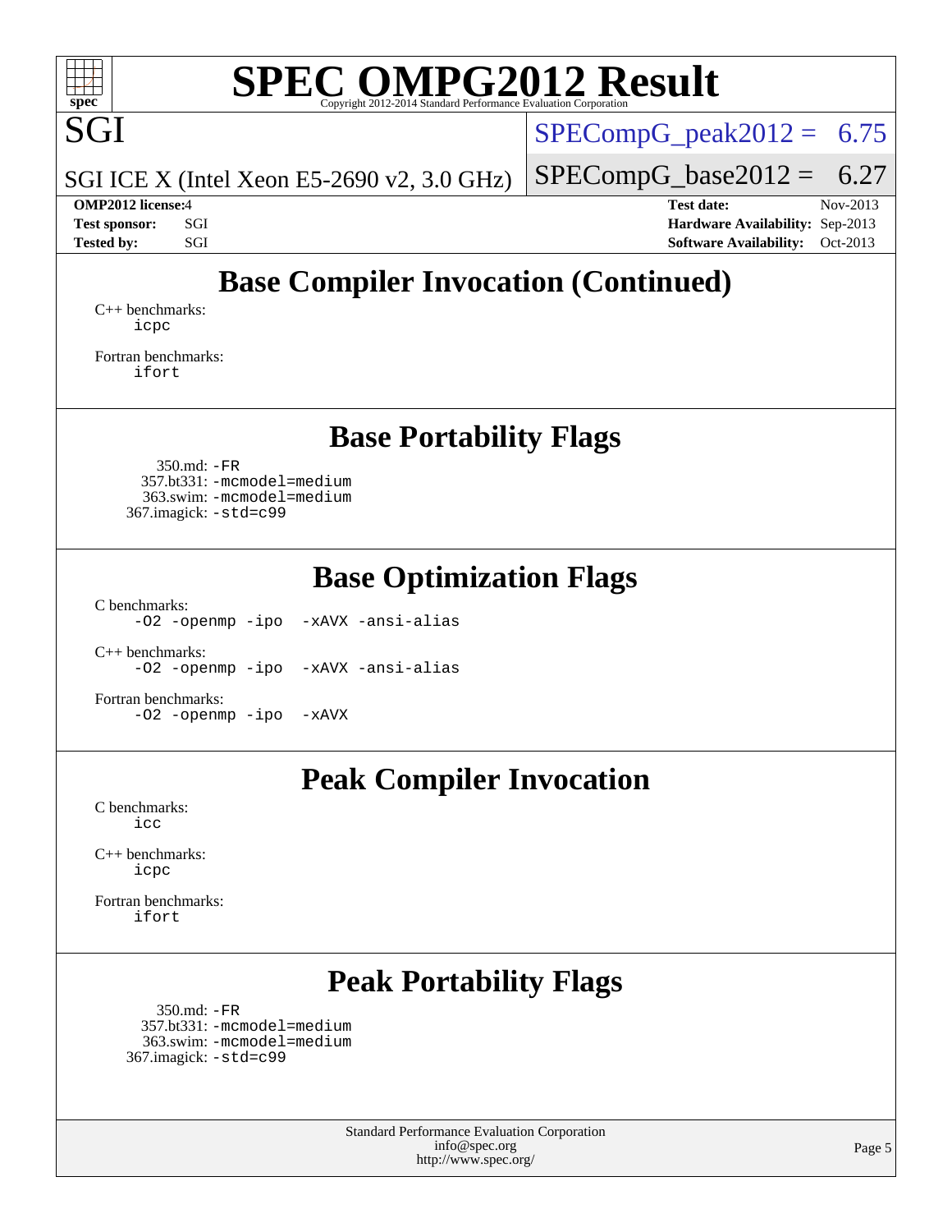# SPEC OMPG2012 Result

SGI

SGI ICE X (Intel Xeon E5-2690 v2, 3.0 GHz)

SPECompG_peak2012 = 6.75

SPECompG_base2012 = 6.27

**OMP2012 license:** 4
**Test sponsor:** SGI
**Tested by:** SGI

**Test date:** Nov-2013
**Hardware Availability:** Sep-2013
**Software Availability:** Oct-2013

## Base Compiler Invocation (Continued)

C++ benchmarks:
```
icpc
```

Fortran benchmarks:
```
ifort
```

## Base Portability Flags

350.md: `-FR`
357.bt331: `-mcmodel=medium`
363.swim: `-mcmodel=medium`
367.imagick: `-std=c99`

## Base Optimization Flags

C benchmarks:
```
-O2 -openmp -ipo  -xAVX -ansi-alias
```

C++ benchmarks:
```
-O2 -openmp -ipo  -xAVX -ansi-alias
```

Fortran benchmarks:
```
-O2 -openmp -ipo  -xAVX
```

## Peak Compiler Invocation

C benchmarks:
```
icc
```

C++ benchmarks:
```
icpc
```

Fortran benchmarks:
```
ifort
```

## Peak Portability Flags

350.md: `-FR`
357.bt331: `-mcmodel=medium`
363.swim: `-mcmodel=medium`
367.imagick: `-std=c99`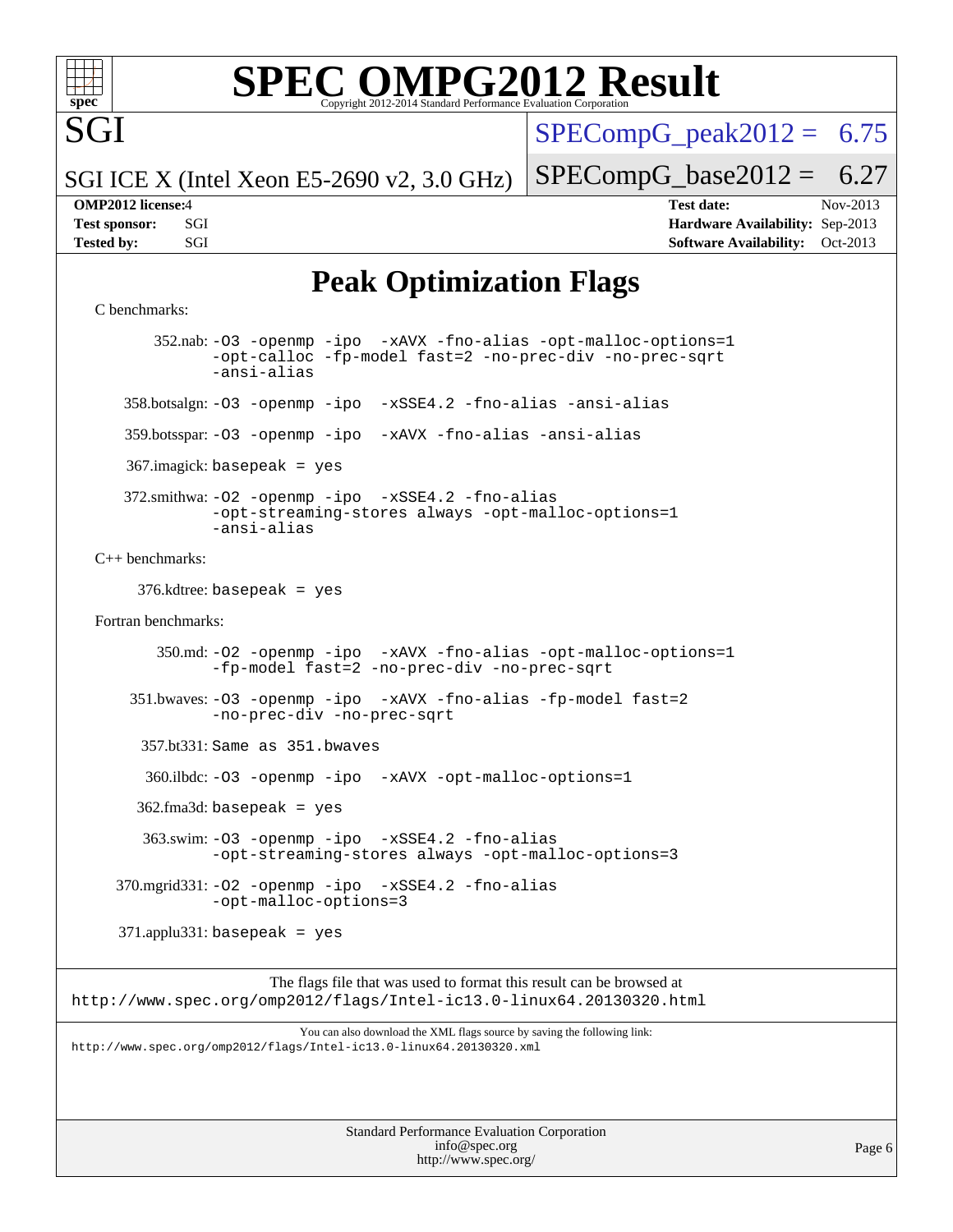# SPEC OMPG2012 Result

SGI

SGI ICE X (Intel Xeon E5-2690 v2, 3.0 GHz)

SPECompG_peak2012 = 6.75

SPECompG_base2012 = 6.27

**OMP2012 license:** 4
**Test sponsor:** SGI
**Tested by:** SGI

**Test date:** Nov-2013
**Hardware Availability:** Sep-2013
**Software Availability:** Oct-2013

## Peak Optimization Flags

C benchmarks:

352.nab: `-O3 -openmp -ipo -xAVX -fno-alias -opt-malloc-options=1 -opt-calloc -fp-model fast=2 -no-prec-div -no-prec-sqrt -ansi-alias`

358.botsalgn: `-O3 -openmp -ipo -xSSE4.2 -fno-alias -ansi-alias`

359.botsspar: `-O3 -openmp -ipo -xAVX -fno-alias -ansi-alias`

367.imagick: `basepeak = yes`

372.smithwa: `-O2 -openmp -ipo -xSSE4.2 -fno-alias -opt-streaming-stores always -opt-malloc-options=1 -ansi-alias`

C++ benchmarks:

376.kdtree: `basepeak = yes`

Fortran benchmarks:

350.md: `-O2 -openmp -ipo -xAVX -fno-alias -opt-malloc-options=1 -fp-model fast=2 -no-prec-div -no-prec-sqrt`

351.bwaves: `-O3 -openmp -ipo -xAVX -fno-alias -fp-model fast=2 -no-prec-div -no-prec-sqrt`

357.bt331: `Same as 351.bwaves`

360.ilbdc: `-O3 -openmp -ipo -xAVX -opt-malloc-options=1`

362.fma3d: `basepeak = yes`

363.swim: `-O3 -openmp -ipo -xSSE4.2 -fno-alias -opt-streaming-stores always -opt-malloc-options=3`

370.mgrid331: `-O2 -openmp -ipo -xSSE4.2 -fno-alias -opt-malloc-options=3`

371.applu331: `basepeak = yes`

The flags file that was used to format this result can be browsed at
http://www.spec.org/omp2012/flags/Intel-ic13.0-linux64.20130320.html

You can also download the XML flags source by saving the following link:
http://www.spec.org/omp2012/flags/Intel-ic13.0-linux64.20130320.xml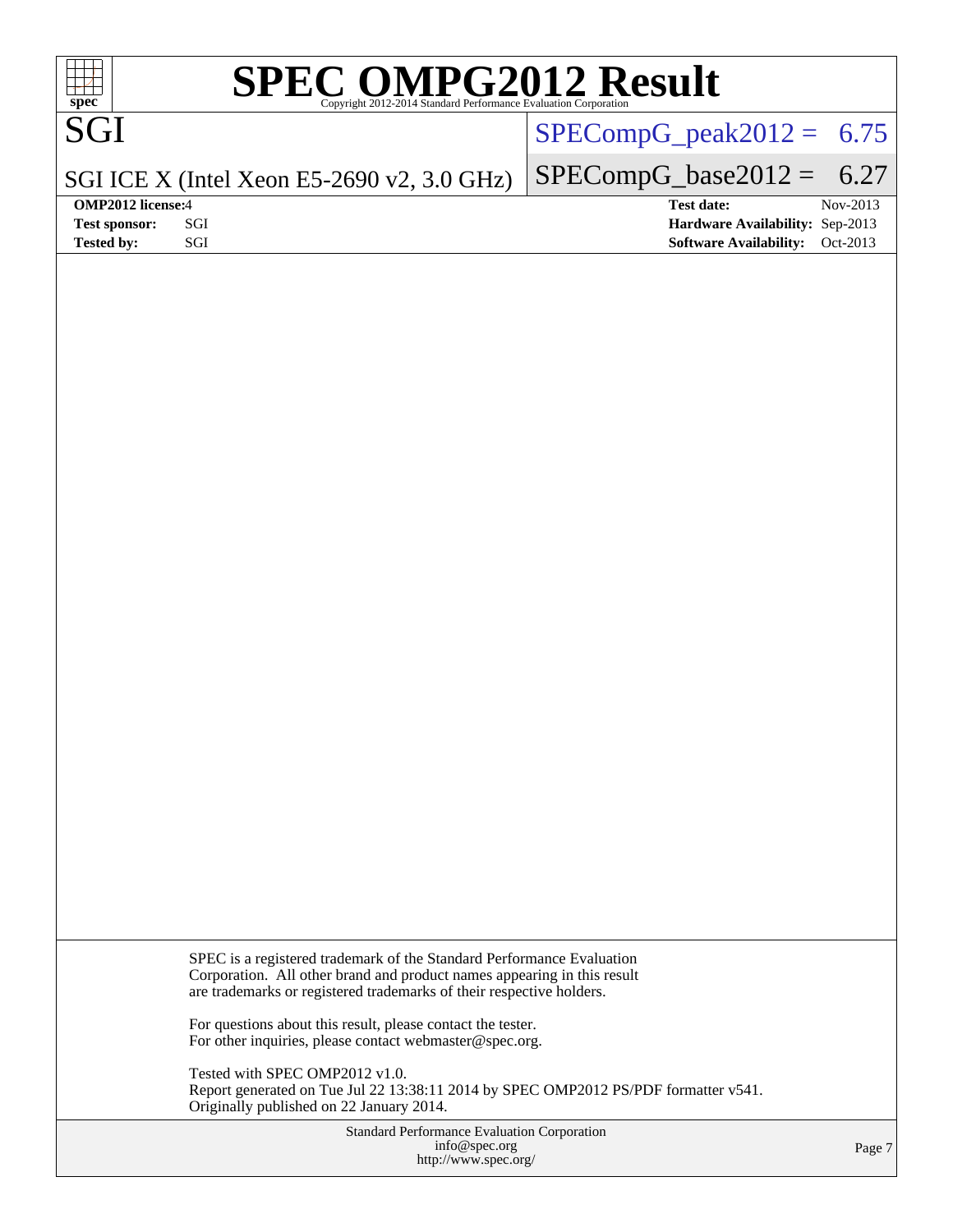SPEC is a registered trademark of the Standard Performance Evaluation Corporation. All other brand and product names appearing in this result are trademarks or registered trademarks of their respective holders.

For questions about this result, please contact the tester.
For other inquiries, please contact webmaster@spec.org.

Tested with SPEC OMP2012 v1.0.
Report generated on Tue Jul 22 13:38:11 2014 by SPEC OMP2012 PS/PDF formatter v541.
Originally published on 22 January 2014.